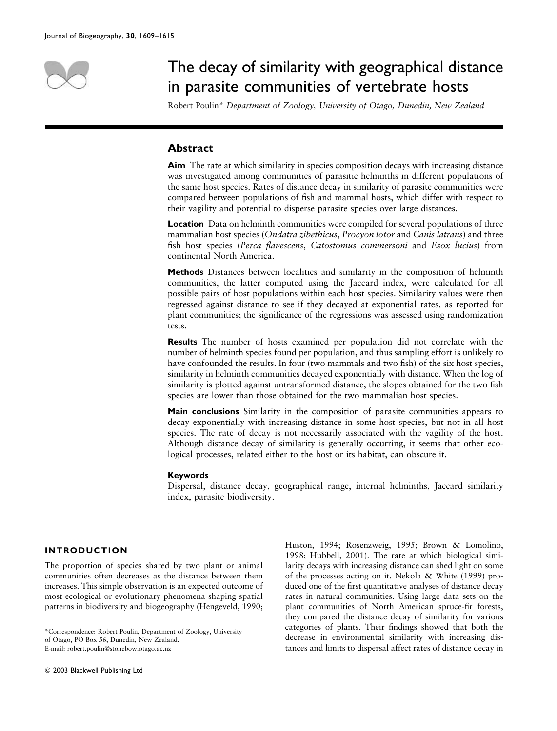# The decay of similarity with geographical distance in parasite communities of vertebrate hosts

Robert Poulin* *Department of Zoology, University of Otago, Dunedin, New Zealand*

## Abstract

**Aim** The rate at which similarity in species composition decays with increasing distance was investigated among communities of parasitic helminths in different populations of the same host species. Rates of distance decay in similarity of parasite communities were compared between populations of fish and mammal hosts, which differ with respect to their vagility and potential to disperse parasite species over large distances.

**Location** Data on helminth communities were compiled for several populations of three mammalian host species (*Ondatra zibethicus*, *Procyon lotor* and *Canis latrans*) and three fish host species (*Perca flavescens*, *Catostomus commersoni* and *Esox lucius*) from continental North America.

**Methods** Distances between localities and similarity in the composition of helminth communities, the latter computed using the Jaccard index, were calculated for all possible pairs of host populations within each host species. Similarity values were then regressed against distance to see if they decayed at exponential rates, as reported for plant communities; the significance of the regressions was assessed using randomization tests.

**Results** The number of hosts examined per population did not correlate with the number of helminth species found per population, and thus sampling effort is unlikely to have confounded the results. In four (two mammals and two fish) of the six host species, similarity in helminth communities decayed exponentially with distance. When the log of similarity is plotted against untransformed distance, the slopes obtained for the two fish species are lower than those obtained for the two mammalian host species.

**Main conclusions** Similarity in the composition of parasite communities appears to decay exponentially with increasing distance in some host species, but not in all host species. The rate of decay is not necessarily associated with the vagility of the host. Although distance decay of similarity is generally occurring, it seems that other ecological processes, related either to the host or its habitat, can obscure it.

### Keywords

Dispersal, distance decay, geographical range, internal helminths, Jaccard similarity index, parasite biodiversity.

## INTRODUCTION

The proportion of species shared by two plant or animal communities often decreases as the distance between them increases. This simple observation is an expected outcome of most ecological or evolutionary phenomena shaping spatial patterns in biodiversity and biogeography (Hengeveld, 1990; Huston, 1994; Rosenzweig, 1995; Brown & Lomolino, 1998; Hubbell, 2001). The rate at which biological similarity decays with increasing distance can shed light on some of the processes acting on it. Nekola & White (1999) produced one of the first quantitative analyses of distance decay rates in natural communities. Using large data sets on the plant communities of North American spruce-fir forests, they compared the distance decay of similarity for various categories of plants. Their findings showed that both the decrease in environmental similarity with increasing distances and limits to dispersal affect rates of distance decay in

*Correspondence: Robert Poulin, Department of Zoology, University of Otago, PO Box 56, Dunedin, New Zealand.
E-mail: robert.poulin@stonebow.otago.ac.nz

© 2003 Blackwell Publishing Ltd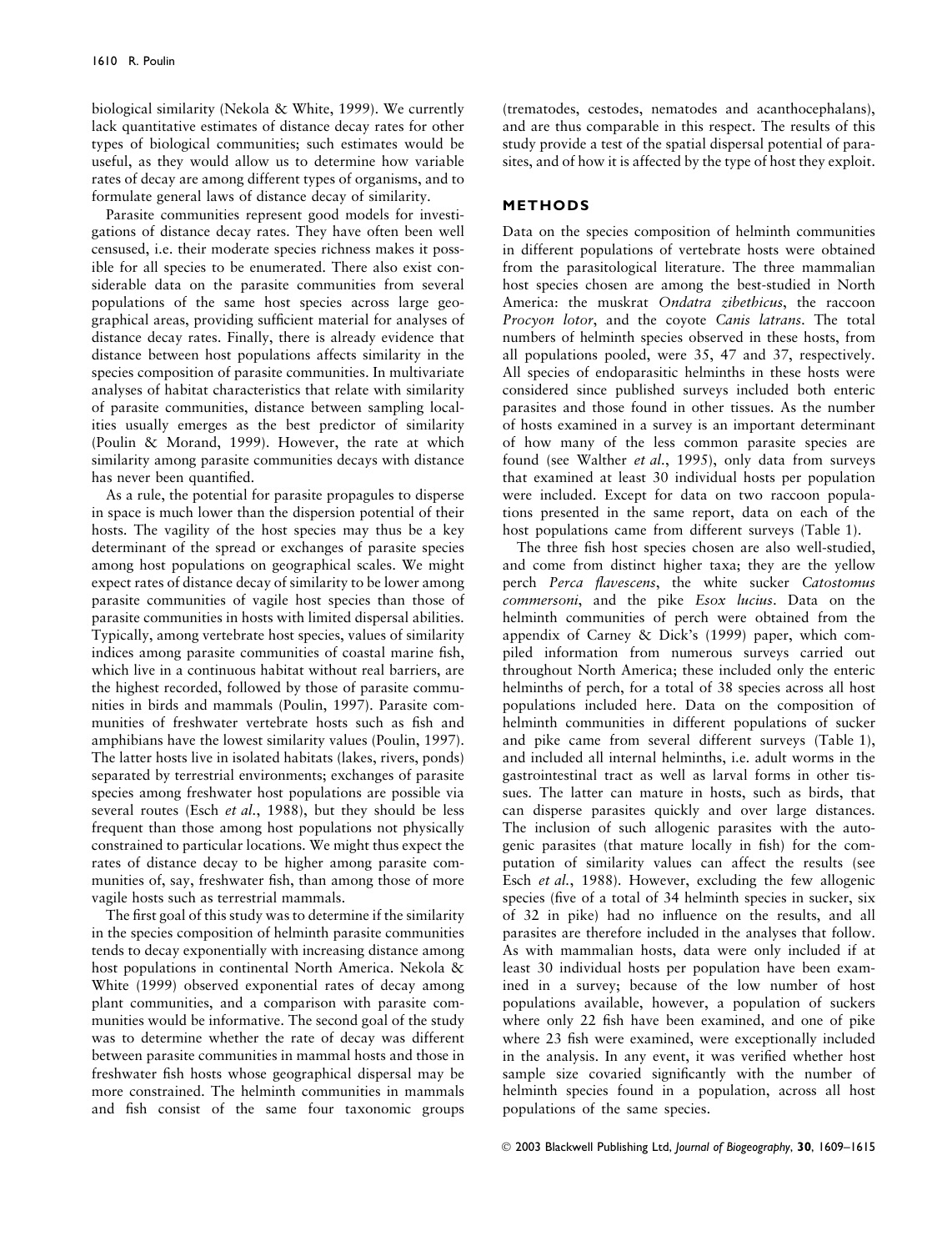biological similarity (Nekola & White, 1999). We currently lack quantitative estimates of distance decay rates for other types of biological communities; such estimates would be useful, as they would allow us to determine how variable rates of decay are among different types of organisms, and to formulate general laws of distance decay of similarity.

Parasite communities represent good models for investigations of distance decay rates. They have often been well censused, i.e. their moderate species richness makes it possible for all species to be enumerated. There also exist considerable data on the parasite communities from several populations of the same host species across large geographical areas, providing sufficient material for analyses of distance decay rates. Finally, there is already evidence that distance between host populations affects similarity in the species composition of parasite communities. In multivariate analyses of habitat characteristics that relate with similarity of parasite communities, distance between sampling localities usually emerges as the best predictor of similarity (Poulin & Morand, 1999). However, the rate at which similarity among parasite communities decays with distance has never been quantified.

As a rule, the potential for parasite propagules to disperse in space is much lower than the dispersion potential of their hosts. The vagility of the host species may thus be a key determinant of the spread or exchanges of parasite species among host populations on geographical scales. We might expect rates of distance decay of similarity to be lower among parasite communities of vagile host species than those of parasite communities in hosts with limited dispersal abilities. Typically, among vertebrate host species, values of similarity indices among parasite communities of coastal marine fish, which live in a continuous habitat without real barriers, are the highest recorded, followed by those of parasite communities in birds and mammals (Poulin, 1997). Parasite communities of freshwater vertebrate hosts such as fish and amphibians have the lowest similarity values (Poulin, 1997). The latter hosts live in isolated habitats (lakes, rivers, ponds) separated by terrestrial environments; exchanges of parasite species among freshwater host populations are possible via several routes (Esch *et al.*, 1988), but they should be less frequent than those among host populations not physically constrained to particular locations. We might thus expect the rates of distance decay to be higher among parasite communities of, say, freshwater fish, than among those of more vagile hosts such as terrestrial mammals.

The first goal of this study was to determine if the similarity in the species composition of helminth parasite communities tends to decay exponentially with increasing distance among host populations in continental North America. Nekola & White (1999) observed exponential rates of decay among plant communities, and a comparison with parasite communities would be informative. The second goal of the study was to determine whether the rate of decay was different between parasite communities in mammal hosts and those in freshwater fish hosts whose geographical dispersal may be more constrained. The helminth communities in mammals and fish consist of the same four taxonomic groups (trematodes, cestodes, nematodes and acanthocephalans), and are thus comparable in this respect. The results of this study provide a test of the spatial dispersal potential of parasites, and of how it is affected by the type of host they exploit.

## METHODS

Data on the species composition of helminth communities in different populations of vertebrate hosts were obtained from the parasitological literature. The three mammalian host species chosen are among the best-studied in North America: the muskrat *Ondatra zibethicus*, the raccoon *Procyon lotor*, and the coyote *Canis latrans*. The total numbers of helminth species observed in these hosts, from all populations pooled, were 35, 47 and 37, respectively. All species of endoparasitic helminths in these hosts were considered since published surveys included both enteric parasites and those found in other tissues. As the number of hosts examined in a survey is an important determinant of how many of the less common parasite species are found (see Walther *et al.*, 1995), only data from surveys that examined at least 30 individual hosts per population were included. Except for data on two raccoon populations presented in the same report, data on each of the host populations came from different surveys (Table 1).

The three fish host species chosen are also well-studied, and come from distinct higher taxa; they are the yellow perch *Perca flavescens*, the white sucker *Catostomus commersoni*, and the pike *Esox lucius*. Data on the helminth communities of perch were obtained from the appendix of Carney & Dick's (1999) paper, which compiled information from numerous surveys carried out throughout North America; these included only the enteric helminths of perch, for a total of 38 species across all host populations included here. Data on the composition of helminth communities in different populations of sucker and pike came from several different surveys (Table 1), and included all internal helminths, i.e. adult worms in the gastrointestinal tract as well as larval forms in other tissues. The latter can mature in hosts, such as birds, that can disperse parasites quickly and over large distances. The inclusion of such allogenic parasites with the autogenic parasites (that mature locally in fish) for the computation of similarity values can affect the results (see Esch *et al.*, 1988). However, excluding the few allogenic species (five of a total of 34 helminth species in sucker, six of 32 in pike) had no influence on the results, and all parasites are therefore included in the analyses that follow. As with mammalian hosts, data were only included if at least 30 individual hosts per population have been examined in a survey; because of the low number of host populations available, however, a population of suckers where only 22 fish have been examined, and one of pike where 23 fish were examined, were exceptionally included in the analysis. In any event, it was verified whether host sample size covaried significantly with the number of helminth species found in a population, across all host populations of the same species.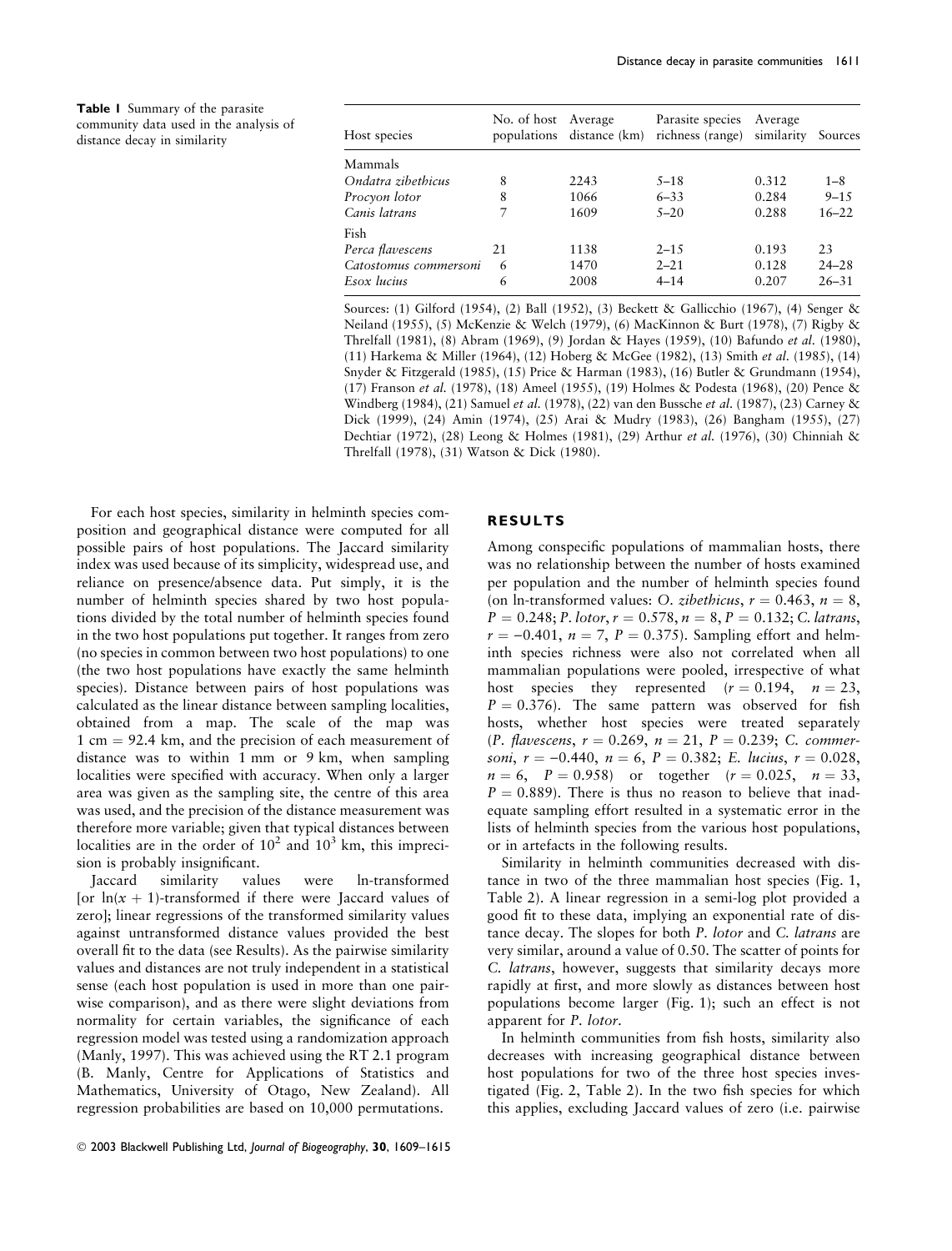**Table 1** Summary of the parasite community data used in the analysis of distance decay in similarity

| Host species | No. of host populations | Average distance (km) | Parasite species richness (range) | Average similarity | Sources |
|---|---|---|---|---|---|
| Mammals | | | | | |
| *Ondatra zibethicus* | 8 | 2243 | 5–18 | 0.312 | 1–8 |
| *Procyon lotor* | 8 | 1066 | 6–33 | 0.284 | 9–15 |
| *Canis latrans* | 7 | 1609 | 5–20 | 0.288 | 16–22 |
| Fish | | | | | |
| *Perca flavescens* | 21 | 1138 | 2–15 | 0.193 | 23 |
| *Catostomus commersoni* | 6 | 1470 | 2–21 | 0.128 | 24–28 |
| *Esox lucius* | 6 | 2008 | 4–14 | 0.207 | 26–31 |

Sources: (1) Gilford (1954), (2) Ball (1952), (3) Beckett & Gallicchio (1967), (4) Senger & Neiland (1955), (5) McKenzie & Welch (1979), (6) MacKinnon & Burt (1978), (7) Rigby & Threlfall (1981), (8) Abram (1969), (9) Jordan & Hayes (1959), (10) Bafundo *et al.* (1980), (11) Harkema & Miller (1964), (12) Hoberg & McGee (1982), (13) Smith *et al.* (1985), (14) Snyder & Fitzgerald (1985), (15) Price & Harman (1983), (16) Butler & Grundmann (1954), (17) Franson *et al.* (1978), (18) Ameel (1955), (19) Holmes & Podesta (1968), (20) Pence & Windberg (1984), (21) Samuel *et al.* (1978), (22) van den Bussche *et al.* (1987), (23) Carney & Dick (1999), (24) Amin (1974), (25) Arai & Mudry (1983), (26) Bangham (1955), (27) Dechtiar (1972), (28) Leong & Holmes (1981), (29) Arthur *et al.* (1976), (30) Chinniah & Threlfall (1978), (31) Watson & Dick (1980).

For each host species, similarity in helminth species composition and geographical distance were computed for all possible pairs of host populations. The Jaccard similarity index was used because of its simplicity, widespread use, and reliance on presence/absence data. Put simply, it is the number of helminth species shared by two host populations divided by the total number of helminth species found in the two host populations put together. It ranges from zero (no species in common between two host populations) to one (the two host populations have exactly the same helminth species). Distance between pairs of host populations was calculated as the linear distance between sampling localities, obtained from a map. The scale of the map was 1 cm = 92.4 km, and the precision of each measurement of distance was to within 1 mm or 9 km, when sampling localities were specified with accuracy. When only a larger area was given as the sampling site, the centre of this area was used, and the precision of the distance measurement was therefore more variable; given that typical distances between localities are in the order of $10^2$ and $10^3$ km, this imprecision is probably insignificant.

Jaccard similarity values were ln-transformed [or $\ln(x + 1)$-transformed if there were Jaccard values of zero]; linear regressions of the transformed similarity values against untransformed distance values provided the best overall fit to the data (see Results). As the pairwise similarity values and distances are not truly independent in a statistical sense (each host population is used in more than one pairwise comparison), and as there were slight deviations from normality for certain variables, the significance of each regression model was tested using a randomization approach (Manly, 1997). This was achieved using the RT 2.1 program (B. Manly, Centre for Applications of Statistics and Mathematics, University of Otago, New Zealand). All regression probabilities are based on 10,000 permutations.

## RESULTS

Among conspecific populations of mammalian hosts, there was no relationship between the number of hosts examined per population and the number of helminth species found (on ln-transformed values: *O. zibethicus*, $r = 0.463$, $n = 8$, $P = 0.248$; *P. lotor*, $r = 0.578$, $n = 8$, $P = 0.132$; *C. latrans*, $r = -0.401$, $n = 7$, $P = 0.375$). Sampling effort and helminth species richness were also not correlated when all mammalian populations were pooled, irrespective of what host species they represented ($r = 0.194$, $n = 23$, $P = 0.376$). The same pattern was observed for fish hosts, whether host species were treated separately (*P. flavescens*, $r = 0.269$, $n = 21$, $P = 0.239$; *C. commersoni*, $r = -0.440$, $n = 6$, $P = 0.382$; *E. lucius*, $r = 0.028$, $n = 6$, $P = 0.958$) or together ($r = 0.025$, $n = 33$, $P = 0.889$). There is thus no reason to believe that inadequate sampling effort resulted in a systematic error in the lists of helminth species from the various host populations, or in artefacts in the following results.

Similarity in helminth communities decreased with distance in two of the three mammalian host species (Fig. 1, Table 2). A linear regression in a semi-log plot provided a good fit to these data, implying an exponential rate of distance decay. The slopes for both *P. lotor* and *C. latrans* are very similar, around a value of 0.50. The scatter of points for *C. latrans*, however, suggests that similarity decays more rapidly at first, and more slowly as distances between host populations become larger (Fig. 1); such an effect is not apparent for *P. lotor*.

In helminth communities from fish hosts, similarity also decreases with increasing geographical distance between host populations for two of the three host species investigated (Fig. 2, Table 2). In the two fish species for which this applies, excluding Jaccard values of zero (i.e. pairwise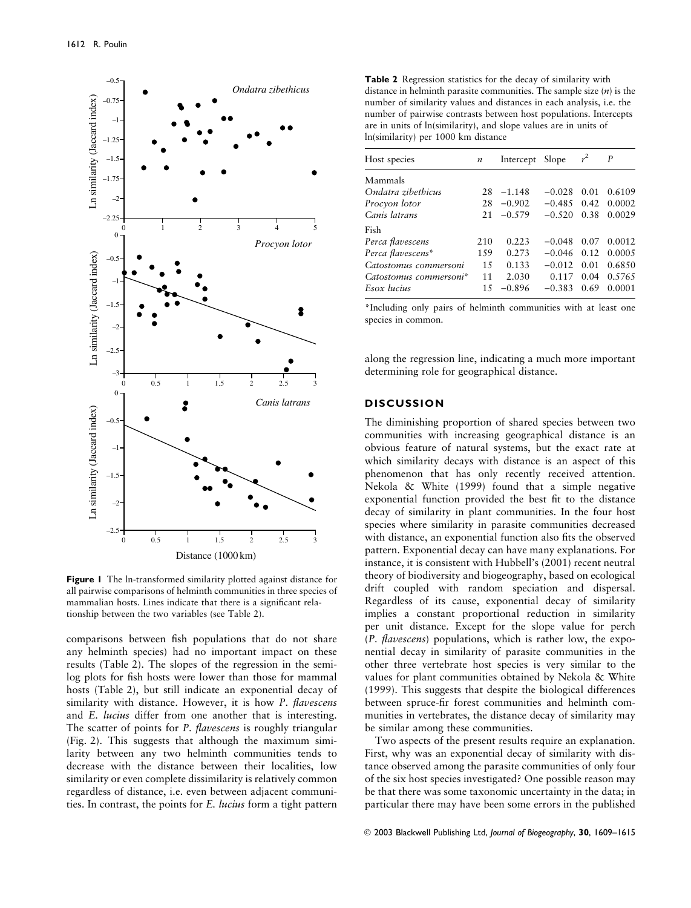Figure 1 The ln-transformed similarity plotted against distance for all pairwise comparisons of helminth communities in three species of mammalian hosts. Lines indicate that there is a significant relationship between the two variables (see Table 2).

comparisons between fish populations that do not share any helminth species) had no important impact on these results (Table 2). The slopes of the regression in the semilog plots for fish hosts were lower than those for mammal hosts (Table 2), but still indicate an exponential decay of similarity with distance. However, it is how *P. flavescens* and *E. lucius* differ from one another that is interesting. The scatter of points for *P. flavescens* is roughly triangular (Fig. 2). This suggests that although the maximum similarity between any two helminth communities tends to decrease with the distance between their localities, low similarity or even complete dissimilarity is relatively common regardless of distance, i.e. even between adjacent communities. In contrast, the points for *E. lucius* form a tight pattern along the regression line, indicating a much more important determining role for geographical distance.

**Table 2** Regression statistics for the decay of similarity with distance in helminth parasite communities. The sample size ($n$) is the number of similarity values and distances in each analysis, i.e. the number of pairwise contrasts between host populations. Intercepts are in units of ln(similarity), and slope values are in units of ln(similarity) per 1000 km distance

| Host species | $n$ | Intercept | Slope | $r^2$ | $P$ |
|---|---|---|---|---|---|
| Mammals | | | | | |
| *Ondatra zibethicus* | 28 | −1.148 | −0.028 | 0.01 | 0.6109 |
| *Procyon lotor* | 28 | −0.902 | −0.485 | 0.42 | 0.0002 |
| *Canis latrans* | 21 | −0.579 | −0.520 | 0.38 | 0.0029 |
| Fish | | | | | |
| *Perca flavescens* | 210 | 0.223 | −0.048 | 0.07 | 0.0012 |
| *Perca flavescens** | 159 | 0.273 | −0.046 | 0.12 | 0.0005 |
| *Catostomus commersoni* | 15 | 0.133 | −0.012 | 0.01 | 0.6850 |
| *Catostomus commersoni** | 11 | 2.030 | 0.117 | 0.04 | 0.5765 |
| *Esox lucius* | 15 | −0.896 | −0.383 | 0.69 | 0.0001 |

*Including only pairs of helminth communities with at least one species in common.

## DISCUSSION

The diminishing proportion of shared species between two communities with increasing geographical distance is an obvious feature of natural systems, but the exact rate at which similarity decays with distance is an aspect of this phenomenon that has only recently received attention. Nekola & White (1999) found that a simple negative exponential function provided the best fit to the distance decay of similarity in plant communities. In the four host species where similarity in parasite communities decreased with distance, an exponential function also fits the observed pattern. Exponential decay can have many explanations. For instance, it is consistent with Hubbell's (2001) recent neutral theory of biodiversity and biogeography, based on ecological drift coupled with random speciation and dispersal. Regardless of its cause, exponential decay of similarity implies a constant proportional reduction in similarity per unit distance. Except for the slope value for perch (*P. flavescens*) populations, which is rather low, the exponential decay in similarity of parasite communities in the other three vertebrate host species is very similar to the values for plant communities obtained by Nekola & White (1999). This suggests that despite the biological differences between spruce-fir forest communities and helminth communities in vertebrates, the distance decay of similarity may be similar among these communities.

Two aspects of the present results require an explanation. First, why was an exponential decay of similarity with distance observed among the parasite communities of only four of the six host species investigated? One possible reason may be that there was some taxonomic uncertainty in the data; in particular there may have been some errors in the published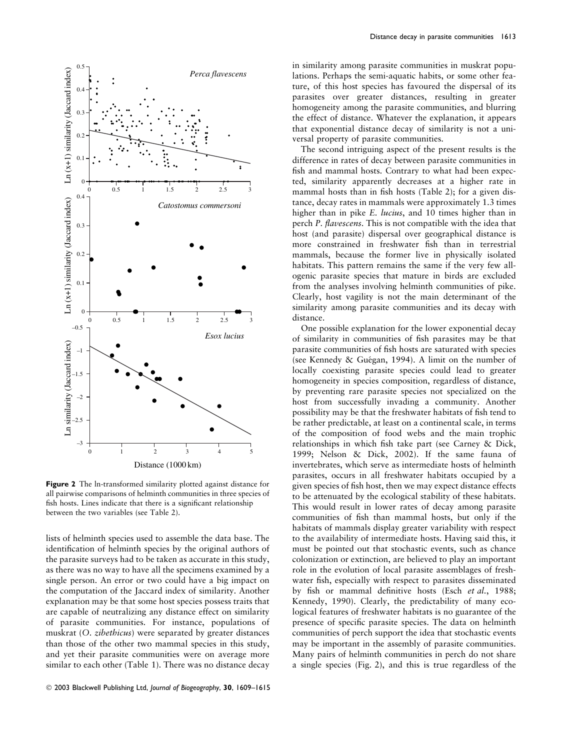Perca flavescens

Ln (x+1) similarity (Jaccard index)

0.5
0.4
0.3
0.2
0.1
0

0 0.5 1 1.5 2 2.5 3

Catostomus commersoni

Ln (x+1) similarity (Jaccard index)

0.4
0.3
0.2
0.1
0

0 0.5 1 1.5 2 2.5 3

Esox lucius

Ln similarity (Jaccard index)

−0.5
−1
−1.5
−2
−2.5
−3

0 1 2 3 4 5

Distance (1000 km)

**Figure 2** The ln-transformed similarity plotted against distance for all pairwise comparisons of helminth communities in three species of fish hosts. Lines indicate that there is a significant relationship between the two variables (see Table 2).

lists of helminth species used to assemble the data base. The identification of helminth species by the original authors of the parasite surveys had to be taken as accurate in this study, as there was no way to have all the specimens examined by a single person. An error or two could have a big impact on the computation of the Jaccard index of similarity. Another explanation may be that some host species possess traits that are capable of neutralizing any distance effect on similarity of parasite communities. For instance, populations of muskrat (*O. zibethicus*) were separated by greater distances than those of the other two mammal species in this study, and yet their parasite communities were on average more similar to each other (Table 1). There was no distance decay in similarity among parasite communities in muskrat populations. Perhaps the semi-aquatic habits, or some other feature, of this host species has favoured the dispersal of its parasites over greater distances, resulting in greater homogeneity among the parasite communities, and blurring the effect of distance. Whatever the explanation, it appears that exponential distance decay of similarity is not a universal property of parasite communities.

The second intriguing aspect of the present results is the difference in rates of decay between parasite communities in fish and mammal hosts. Contrary to what had been expected, similarity apparently decreases at a higher rate in mammal hosts than in fish hosts (Table 2); for a given distance, decay rates in mammals were approximately 1.3 times higher than in pike *E. lucius*, and 10 times higher than in perch *P. flavescens*. This is not compatible with the idea that host (and parasite) dispersal over geographical distance is more constrained in freshwater fish than in terrestrial mammals, because the former live in physically isolated habitats. This pattern remains the same if the very few allogenic parasite species that mature in birds are excluded from the analyses involving helminth communities of pike. Clearly, host vagility is not the main determinant of the similarity among parasite communities and its decay with distance.

One possible explanation for the lower exponential decay of similarity in communities of fish parasites may be that parasite communities of fish hosts are saturated with species (see Kennedy & Guégan, 1994). A limit on the number of locally coexisting parasite species could lead to greater homogeneity in species composition, regardless of distance, by preventing rare parasite species not specialized on the host from successfully invading a community. Another possibility may be that the freshwater habitats of fish tend to be rather predictable, at least on a continental scale, in terms of the composition of food webs and the main trophic relationships in which fish take part (see Carney & Dick, 1999; Nelson & Dick, 2002). If the same fauna of invertebrates, which serve as intermediate hosts of helminth parasites, occurs in all freshwater habitats occupied by a given species of fish host, then we may expect distance effects to be attenuated by the ecological stability of these habitats. This would result in lower rates of decay among parasite communities of fish than mammal hosts, but only if the habitats of mammals display greater variability with respect to the availability of intermediate hosts. Having said this, it must be pointed out that stochastic events, such as chance colonization or extinction, are believed to play an important role in the evolution of local parasite assemblages of freshwater fish, especially with respect to parasites disseminated by fish or mammal definitive hosts (Esch *et al.*, 1988; Kennedy, 1990). Clearly, the predictability of many ecological features of freshwater habitats is no guarantee of the presence of specific parasite species. The data on helminth communities of perch support the idea that stochastic events may be important in the assembly of parasite communities. Many pairs of helminth communities in perch do not share a single species (Fig. 2), and this is true regardless of the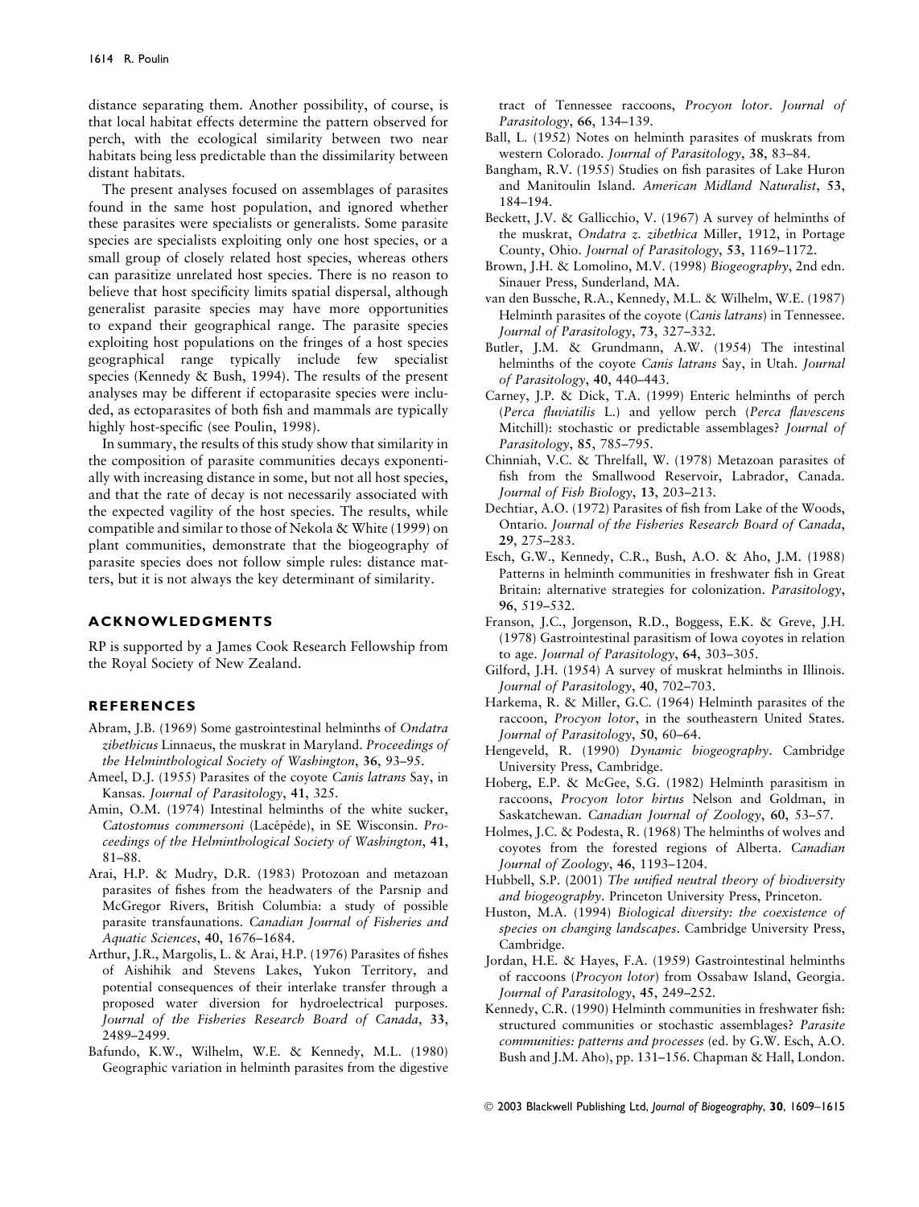distance separating them. Another possibility, of course, is that local habitat effects determine the pattern observed for perch, with the ecological similarity between two near habitats being less predictable than the dissimilarity between distant habitats.

The present analyses focused on assemblages of parasites found in the same host population, and ignored whether these parasites were specialists or generalists. Some parasite species are specialists exploiting only one host species, or a small group of closely related host species, whereas others can parasitize unrelated host species. There is no reason to believe that host specificity limits spatial dispersal, although generalist parasite species may have more opportunities to expand their geographical range. The parasite species exploiting host populations on the fringes of a host species geographical range typically include few specialist species (Kennedy & Bush, 1994). The results of the present analyses may be different if ectoparasite species were included, as ectoparasites of both fish and mammals are typically highly host-specific (see Poulin, 1998).

In summary, the results of this study show that similarity in the composition of parasite communities decays exponentially with increasing distance in some, but not all host species, and that the rate of decay is not necessarily associated with the expected vagility of the host species. The results, while compatible and similar to those of Nekola & White (1999) on plant communities, demonstrate that the biogeography of parasite species does not follow simple rules: distance matters, but it is not always the key determinant of similarity.

## ACKNOWLEDGMENTS

RP is supported by a James Cook Research Fellowship from the Royal Society of New Zealand.

## REFERENCES

Abram, J.B. (1969) Some gastrointestinal helminths of *Ondatra zibethicus* Linnaeus, the muskrat in Maryland. *Proceedings of the Helminthological Society of Washington*, **36**, 93–95.

Ameel, D.J. (1955) Parasites of the coyote *Canis latrans* Say, in Kansas. *Journal of Parasitology*, **41**, 325.

Amin, O.M. (1974) Intestinal helminths of the white sucker, *Catostomus commersoni* (Lacépède), in SE Wisconsin. *Proceedings of the Helminthological Society of Washington*, **41**, 81–88.

Arai, H.P. & Mudry, D.R. (1983) Protozoan and metazoan parasites of fishes from the headwaters of the Parsnip and McGregor Rivers, British Columbia: a study of possible parasite transfaunations. *Canadian Journal of Fisheries and Aquatic Sciences*, **40**, 1676–1684.

Arthur, J.R., Margolis, L. & Arai, H.P. (1976) Parasites of fishes of Aishihik and Stevens Lakes, Yukon Territory, and potential consequences of their interlake transfer through a proposed water diversion for hydroelectrical purposes. *Journal of the Fisheries Research Board of Canada*, **33**, 2489–2499.

Bafundo, K.W., Wilhelm, W.E. & Kennedy, M.L. (1980) Geographic variation in helminth parasites from the digestive tract of Tennessee raccoons, *Procyon lotor*. *Journal of Parasitology*, **66**, 134–139.

Ball, L. (1952) Notes on helminth parasites of muskrats from western Colorado. *Journal of Parasitology*, **38**, 83–84.

Bangham, R.V. (1955) Studies on fish parasites of Lake Huron and Manitoulin Island. *American Midland Naturalist*, **53**, 184–194.

Beckett, J.V. & Gallicchio, V. (1967) A survey of helminths of the muskrat, *Ondatra z. zibethica* Miller, 1912, in Portage County, Ohio. *Journal of Parasitology*, **53**, 1169–1172.

Brown, J.H. & Lomolino, M.V. (1998) *Biogeography*, 2nd edn. Sinauer Press, Sunderland, MA.

van den Bussche, R.A., Kennedy, M.L. & Wilhelm, W.E. (1987) Helminth parasites of the coyote (*Canis latrans*) in Tennessee. *Journal of Parasitology*, **73**, 327–332.

Butler, J.M. & Grundmann, A.W. (1954) The intestinal helminths of the coyote *Canis latrans* Say, in Utah. *Journal of Parasitology*, **40**, 440–443.

Carney, J.P. & Dick, T.A. (1999) Enteric helminths of perch (*Perca fluviatilis* L.) and yellow perch (*Perca flavescens* Mitchill): stochastic or predictable assemblages? *Journal of Parasitology*, **85**, 785–795.

Chinniah, V.C. & Threlfall, W. (1978) Metazoan parasites of fish from the Smallwood Reservoir, Labrador, Canada. *Journal of Fish Biology*, **13**, 203–213.

Dechtiar, A.O. (1972) Parasites of fish from Lake of the Woods, Ontario. *Journal of the Fisheries Research Board of Canada*, **29**, 275–283.

Esch, G.W., Kennedy, C.R., Bush, A.O. & Aho, J.M. (1988) Patterns in helminth communities in freshwater fish in Great Britain: alternative strategies for colonization. *Parasitology*, **96**, 519–532.

Franson, J.C., Jorgenson, R.D., Boggess, E.K. & Greve, J.H. (1978) Gastrointestinal parasitism of Iowa coyotes in relation to age. *Journal of Parasitology*, **64**, 303–305.

Gilford, J.H. (1954) A survey of muskrat helminths in Illinois. *Journal of Parasitology*, **40**, 702–703.

Harkema, R. & Miller, G.C. (1964) Helminth parasites of the raccoon, *Procyon lotor*, in the southeastern United States. *Journal of Parasitology*, **50**, 60–64.

Hengeveld, R. (1990) *Dynamic biogeography*. Cambridge University Press, Cambridge.

Hoberg, E.P. & McGee, S.G. (1982) Helminth parasitism in raccoons, *Procyon lotor hirtus* Nelson and Goldman, in Saskatchewan. *Canadian Journal of Zoology*, **60**, 53–57.

Holmes, J.C. & Podesta, R. (1968) The helminths of wolves and coyotes from the forested regions of Alberta. *Canadian Journal of Zoology*, **46**, 1193–1204.

Hubbell, S.P. (2001) *The unified neutral theory of biodiversity and biogeography*. Princeton University Press, Princeton.

Huston, M.A. (1994) *Biological diversity: the coexistence of species on changing landscapes*. Cambridge University Press, Cambridge.

Jordan, H.E. & Hayes, F.A. (1959) Gastrointestinal helminths of raccoons (*Procyon lotor*) from Ossabaw Island, Georgia. *Journal of Parasitology*, **45**, 249–252.

Kennedy, C.R. (1990) Helminth communities in freshwater fish: structured communities or stochastic assemblages? *Parasite communities: patterns and processes* (ed. by G.W. Esch, A.O. Bush and J.M. Aho), pp. 131–156. Chapman & Hall, London.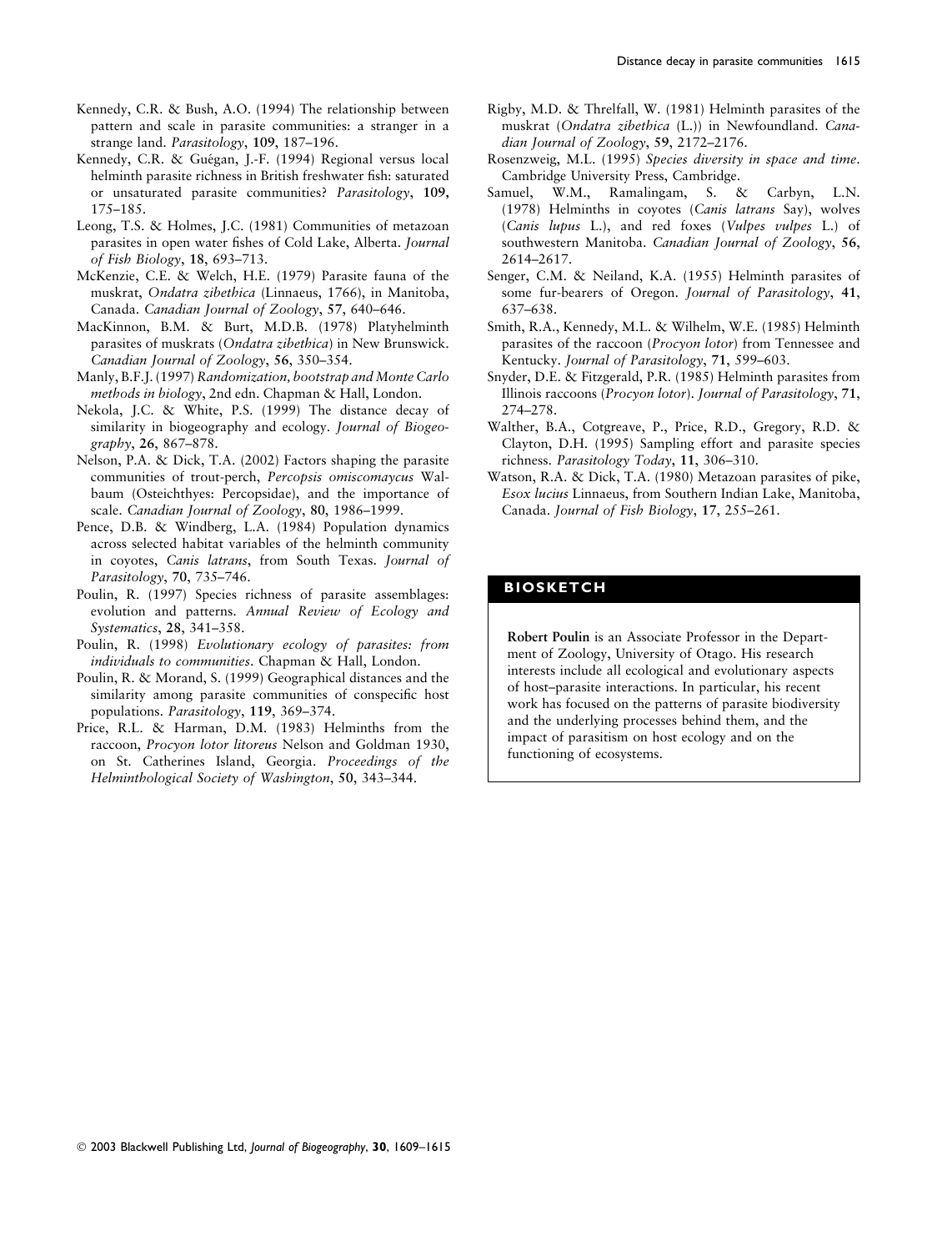Kennedy, C.R. & Bush, A.O. (1994) The relationship between pattern and scale in parasite communities: a stranger in a strange land. *Parasitology*, **109**, 187–196.

Kennedy, C.R. & Guégan, J.-F. (1994) Regional versus local helminth parasite richness in British freshwater fish: saturated or unsaturated parasite communities? *Parasitology*, **109**, 175–185.

Leong, T.S. & Holmes, J.C. (1981) Communities of metazoan parasites in open water fishes of Cold Lake, Alberta. *Journal of Fish Biology*, **18**, 693–713.

McKenzie, C.E. & Welch, H.E. (1979) Parasite fauna of the muskrat, *Ondatra zibethica* (Linnaeus, 1766), in Manitoba, Canada. *Canadian Journal of Zoology*, **57**, 640–646.

MacKinnon, B.M. & Burt, M.D.B. (1978) Platyhelminth parasites of muskrats (*Ondatra zibethica*) in New Brunswick. *Canadian Journal of Zoology*, **56**, 350–354.

Manly, B.F.J. (1997) *Randomization, bootstrap and Monte Carlo methods in biology*, 2nd edn. Chapman & Hall, London.

Nekola, J.C. & White, P.S. (1999) The distance decay of similarity in biogeography and ecology. *Journal of Biogeography*, **26**, 867–878.

Nelson, P.A. & Dick, T.A. (2002) Factors shaping the parasite communities of trout-perch, *Percopsis omiscomaycus* Walbaum (Osteichthyes: Percopsidae), and the importance of scale. *Canadian Journal of Zoology*, **80**, 1986–1999.

Pence, D.B. & Windberg, L.A. (1984) Population dynamics across selected habitat variables of the helminth community in coyotes, *Canis latrans*, from South Texas. *Journal of Parasitology*, **70**, 735–746.

Poulin, R. (1997) Species richness of parasite assemblages: evolution and patterns. *Annual Review of Ecology and Systematics*, **28**, 341–358.

Poulin, R. (1998) *Evolutionary ecology of parasites: from individuals to communities*. Chapman & Hall, London.

Poulin, R. & Morand, S. (1999) Geographical distances and the similarity among parasite communities of conspecific host populations. *Parasitology*, **119**, 369–374.

Price, R.L. & Harman, D.M. (1983) Helminths from the raccoon, *Procyon lotor litoreus* Nelson and Goldman 1930, on St. Catherines Island, Georgia. *Proceedings of the Helminthological Society of Washington*, **50**, 343–344.

Rigby, M.D. & Threlfall, W. (1981) Helminth parasites of the muskrat (*Ondatra zibethica* (L.)) in Newfoundland. *Canadian Journal of Zoology*, **59**, 2172–2176.

Rosenzweig, M.L. (1995) *Species diversity in space and time*. Cambridge University Press, Cambridge.

Samuel, W.M., Ramalingam, S. & Carbyn, L.N. (1978) Helminths in coyotes (*Canis latrans* Say), wolves (*Canis lupus* L.), and red foxes (*Vulpes vulpes* L.) of southwestern Manitoba. *Canadian Journal of Zoology*, **56**, 2614–2617.

Senger, C.M. & Neiland, K.A. (1955) Helminth parasites of some fur-bearers of Oregon. *Journal of Parasitology*, **41**, 637–638.

Smith, R.A., Kennedy, M.L. & Wilhelm, W.E. (1985) Helminth parasites of the raccoon (*Procyon lotor*) from Tennessee and Kentucky. *Journal of Parasitology*, **71**, 599–603.

Snyder, D.E. & Fitzgerald, P.R. (1985) Helminth parasites from Illinois raccoons (*Procyon lotor*). *Journal of Parasitology*, **71**, 274–278.

Walther, B.A., Cotgreave, P., Price, R.D., Gregory, R.D. & Clayton, D.H. (1995) Sampling effort and parasite species richness. *Parasitology Today*, **11**, 306–310.

Watson, R.A. & Dick, T.A. (1980) Metazoan parasites of pike, *Esox lucius* Linnaeus, from Southern Indian Lake, Manitoba, Canada. *Journal of Fish Biology*, **17**, 255–261.

## BIOSKETCH

**Robert Poulin** is an Associate Professor in the Department of Zoology, University of Otago. His research interests include all ecological and evolutionary aspects of host–parasite interactions. In particular, his recent work has focused on the patterns of parasite biodiversity and the underlying processes behind them, and the impact of parasitism on host ecology and on the functioning of ecosystems.